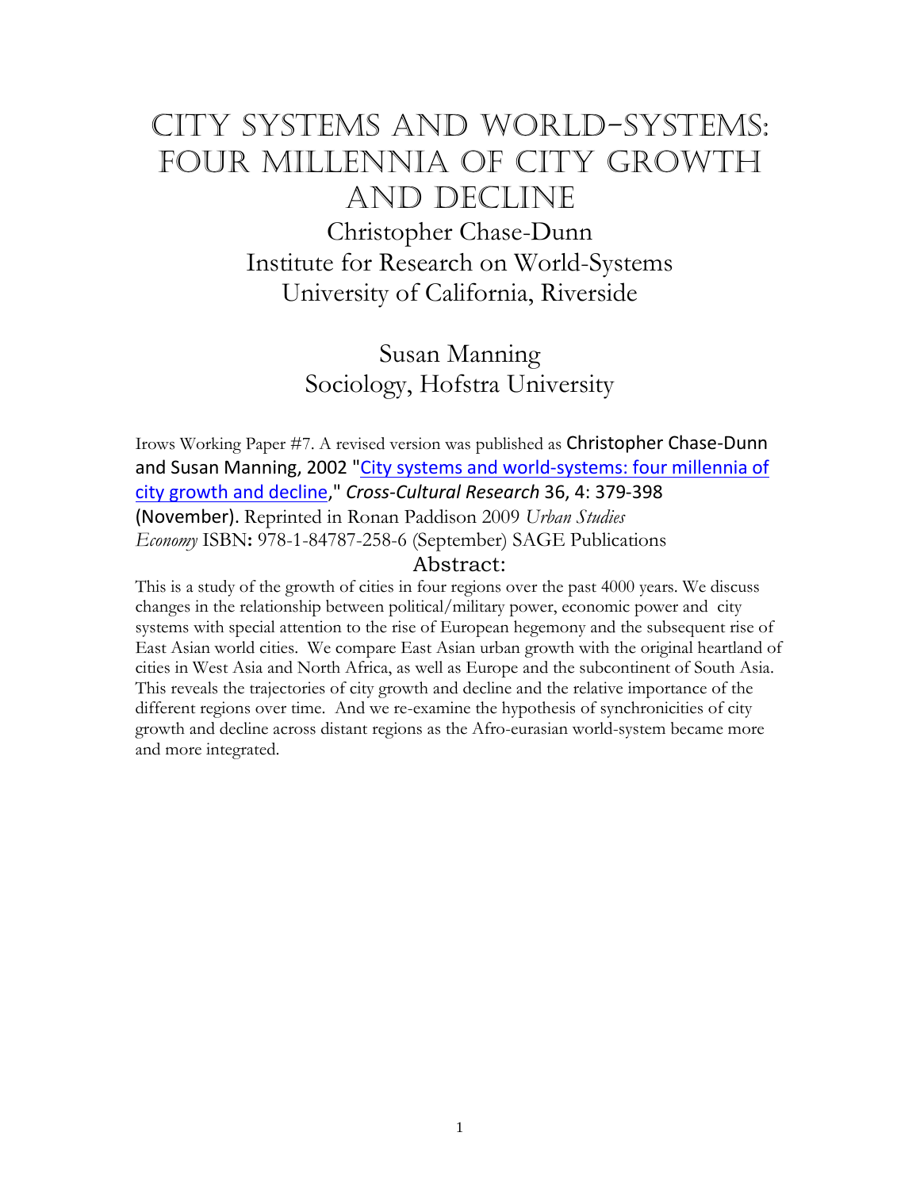# City Systems and World-Systems: Four Millennia of City Growth and Decline

Christopher Chase-Dunn
Institute for Research on World-Systems
University of California, Riverside

Susan Manning
Sociology, Hofstra University

Irows Working Paper #7. A revised version was published as Christopher Chase-Dunn and Susan Manning, 2002 "City systems and world-systems: four millennia of city growth and decline," *Cross-Cultural Research* 36, 4: 379-398 (November). Reprinted in Ronan Paddison 2009 *Urban Studies Economy* ISBN: 978-1-84787-258-6 (September) SAGE Publications

## Abstract:

This is a study of the growth of cities in four regions over the past 4000 years. We discuss changes in the relationship between political/military power, economic power and city systems with special attention to the rise of European hegemony and the subsequent rise of East Asian world cities. We compare East Asian urban growth with the original heartland of cities in West Asia and North Africa, as well as Europe and the subcontinent of South Asia. This reveals the trajectories of city growth and decline and the relative importance of the different regions over time. And we re-examine the hypothesis of synchronicities of city growth and decline across distant regions as the Afro-eurasian world-system became more and more integrated.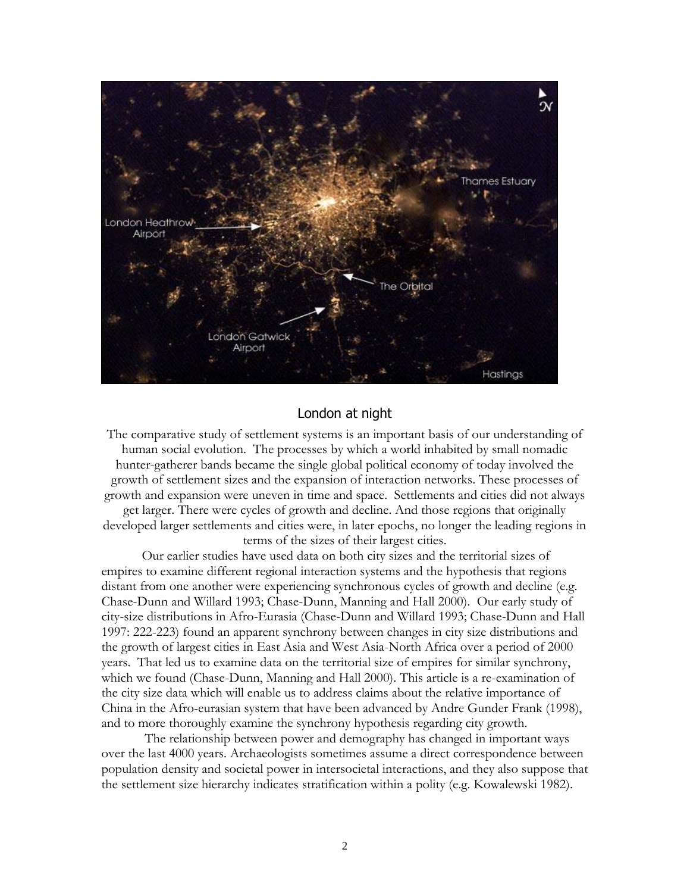London at night

The comparative study of settlement systems is an important basis of our understanding of human social evolution. The processes by which a world inhabited by small nomadic hunter-gatherer bands became the single global political economy of today involved the growth of settlement sizes and the expansion of interaction networks. These processes of growth and expansion were uneven in time and space. Settlements and cities did not always get larger. There were cycles of growth and decline. And those regions that originally developed larger settlements and cities were, in later epochs, no longer the leading regions in terms of the sizes of their largest cities.

Our earlier studies have used data on both city sizes and the territorial sizes of empires to examine different regional interaction systems and the hypothesis that regions distant from one another were experiencing synchronous cycles of growth and decline (e.g. Chase-Dunn and Willard 1993; Chase-Dunn, Manning and Hall 2000). Our early study of city-size distributions in Afro-Eurasia (Chase-Dunn and Willard 1993; Chase-Dunn and Hall 1997: 222-223) found an apparent synchrony between changes in city size distributions and the growth of largest cities in East Asia and West Asia-North Africa over a period of 2000 years. That led us to examine data on the territorial size of empires for similar synchrony, which we found (Chase-Dunn, Manning and Hall 2000). This article is a re-examination of the city size data which will enable us to address claims about the relative importance of China in the Afro-eurasian system that have been advanced by Andre Gunder Frank (1998), and to more thoroughly examine the synchrony hypothesis regarding city growth.

The relationship between power and demography has changed in important ways over the last 4000 years. Archaeologists sometimes assume a direct correspondence between population density and societal power in intersocietal interactions, and they also suppose that the settlement size hierarchy indicates stratification within a polity (e.g. Kowalewski 1982).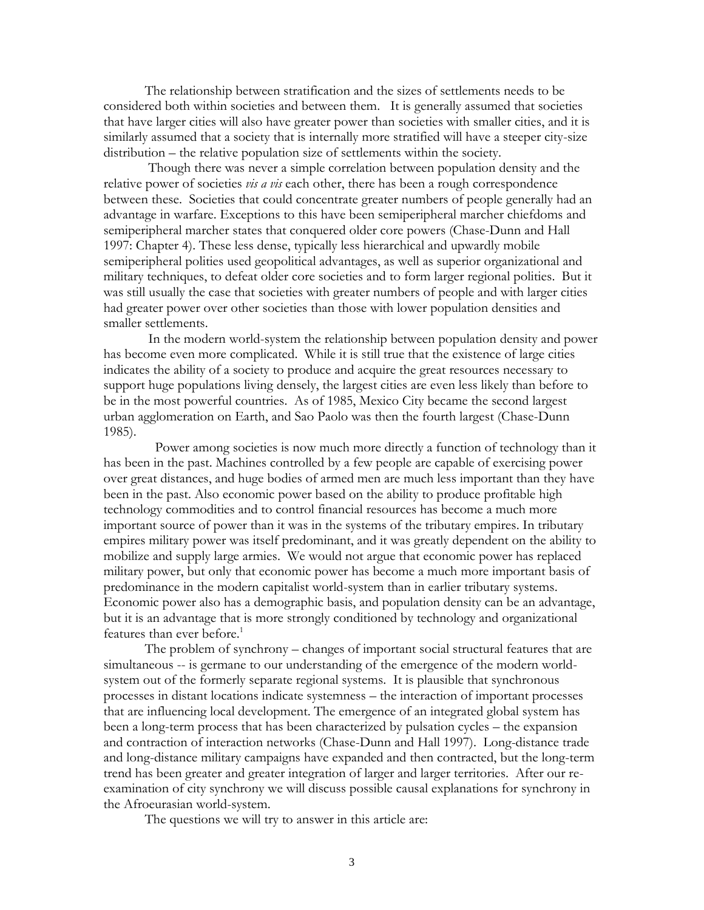The relationship between stratification and the sizes of settlements needs to be considered both within societies and between them. It is generally assumed that societies that have larger cities will also have greater power than societies with smaller cities, and it is similarly assumed that a society that is internally more stratified will have a steeper city-size distribution – the relative population size of settlements within the society.

Though there was never a simple correlation between population density and the relative power of societies *vis a vis* each other, there has been a rough correspondence between these. Societies that could concentrate greater numbers of people generally had an advantage in warfare. Exceptions to this have been semiperipheral marcher chiefdoms and semiperipheral marcher states that conquered older core powers (Chase-Dunn and Hall 1997: Chapter 4). These less dense, typically less hierarchical and upwardly mobile semiperipheral polities used geopolitical advantages, as well as superior organizational and military techniques, to defeat older core societies and to form larger regional polities. But it was still usually the case that societies with greater numbers of people and with larger cities had greater power over other societies than those with lower population densities and smaller settlements.

In the modern world-system the relationship between population density and power has become even more complicated. While it is still true that the existence of large cities indicates the ability of a society to produce and acquire the great resources necessary to support huge populations living densely, the largest cities are even less likely than before to be in the most powerful countries. As of 1985, Mexico City became the second largest urban agglomeration on Earth, and Sao Paolo was then the fourth largest (Chase-Dunn 1985).

Power among societies is now much more directly a function of technology than it has been in the past. Machines controlled by a few people are capable of exercising power over great distances, and huge bodies of armed men are much less important than they have been in the past. Also economic power based on the ability to produce profitable high technology commodities and to control financial resources has become a much more important source of power than it was in the systems of the tributary empires. In tributary empires military power was itself predominant, and it was greatly dependent on the ability to mobilize and supply large armies. We would not argue that economic power has replaced military power, but only that economic power has become a much more important basis of predominance in the modern capitalist world-system than in earlier tributary systems. Economic power also has a demographic basis, and population density can be an advantage, but it is an advantage that is more strongly conditioned by technology and organizational features than ever before.[1]

The problem of synchrony – changes of important social structural features that are simultaneous -- is germane to our understanding of the emergence of the modern world-system out of the formerly separate regional systems. It is plausible that synchronous processes in distant locations indicate systemness – the interaction of important processes that are influencing local development. The emergence of an integrated global system has been a long-term process that has been characterized by pulsation cycles – the expansion and contraction of interaction networks (Chase-Dunn and Hall 1997). Long-distance trade and long-distance military campaigns have expanded and then contracted, but the long-term trend has been greater and greater integration of larger and larger territories. After our re-examination of city synchrony we will discuss possible causal explanations for synchrony in the Afroeurasian world-system.

The questions we will try to answer in this article are: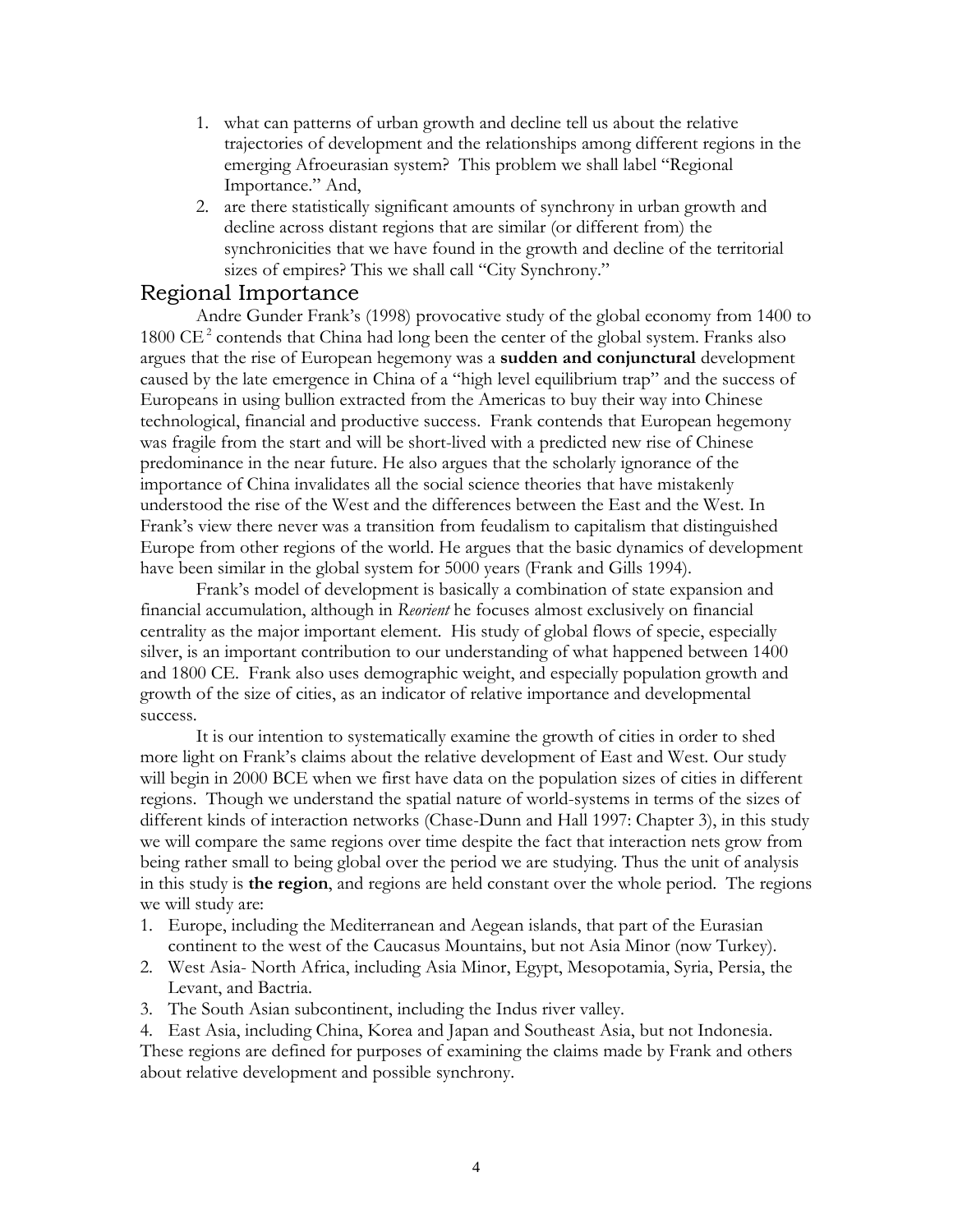1. what can patterns of urban growth and decline tell us about the relative trajectories of development and the relationships among different regions in the emerging Afroeurasian system? This problem we shall label "Regional Importance." And,
2. are there statistically significant amounts of synchrony in urban growth and decline across distant regions that are similar (or different from) the synchronicities that we have found in the growth and decline of the territorial sizes of empires? This we shall call "City Synchrony."

## Regional Importance

Andre Gunder Frank's (1998) provocative study of the global economy from 1400 to 1800 CE[2] contends that China had long been the center of the global system. Franks also argues that the rise of European hegemony was a **sudden and conjunctural** development caused by the late emergence in China of a "high level equilibrium trap" and the success of Europeans in using bullion extracted from the Americas to buy their way into Chinese technological, financial and productive success. Frank contends that European hegemony was fragile from the start and will be short-lived with a predicted new rise of Chinese predominance in the near future. He also argues that the scholarly ignorance of the importance of China invalidates all the social science theories that have mistakenly understood the rise of the West and the differences between the East and the West. In Frank's view there never was a transition from feudalism to capitalism that distinguished Europe from other regions of the world. He argues that the basic dynamics of development have been similar in the global system for 5000 years (Frank and Gills 1994).

Frank's model of development is basically a combination of state expansion and financial accumulation, although in *Reorient* he focuses almost exclusively on financial centrality as the major important element. His study of global flows of specie, especially silver, is an important contribution to our understanding of what happened between 1400 and 1800 CE. Frank also uses demographic weight, and especially population growth and growth of the size of cities, as an indicator of relative importance and developmental success.

It is our intention to systematically examine the growth of cities in order to shed more light on Frank's claims about the relative development of East and West. Our study will begin in 2000 BCE when we first have data on the population sizes of cities in different regions. Though we understand the spatial nature of world-systems in terms of the sizes of different kinds of interaction networks (Chase-Dunn and Hall 1997: Chapter 3), in this study we will compare the same regions over time despite the fact that interaction nets grow from being rather small to being global over the period we are studying. Thus the unit of analysis in this study is **the region**, and regions are held constant over the whole period. The regions we will study are:

1. Europe, including the Mediterranean and Aegean islands, that part of the Eurasian continent to the west of the Caucasus Mountains, but not Asia Minor (now Turkey).
2. West Asia- North Africa, including Asia Minor, Egypt, Mesopotamia, Syria, Persia, the Levant, and Bactria.
3. The South Asian subcontinent, including the Indus river valley.
4. East Asia, including China, Korea and Japan and Southeast Asia, but not Indonesia.

These regions are defined for purposes of examining the claims made by Frank and others about relative development and possible synchrony.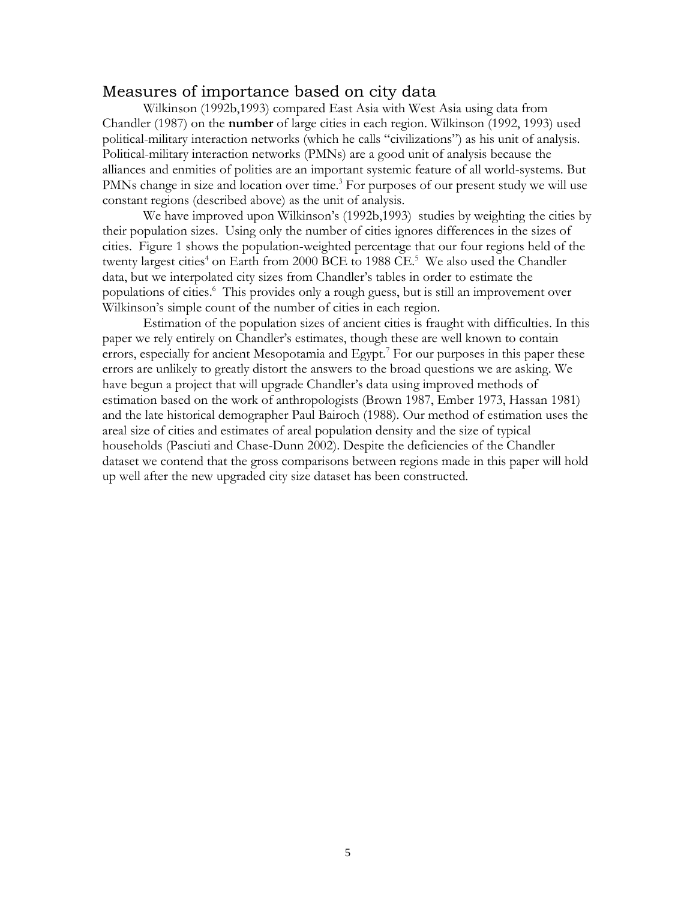## Measures of importance based on city data

Wilkinson (1992b,1993) compared East Asia with West Asia using data from Chandler (1987) on the **number** of large cities in each region. Wilkinson (1992, 1993) used political-military interaction networks (which he calls "civilizations") as his unit of analysis. Political-military interaction networks (PMNs) are a good unit of analysis because the alliances and enmities of polities are an important systemic feature of all world-systems. But PMNs change in size and location over time.[3] For purposes of our present study we will use constant regions (described above) as the unit of analysis.

We have improved upon Wilkinson's (1992b,1993) studies by weighting the cities by their population sizes. Using only the number of cities ignores differences in the sizes of cities. Figure 1 shows the population-weighted percentage that our four regions held of the twenty largest cities[4] on Earth from 2000 BCE to 1988 CE.[5] We also used the Chandler data, but we interpolated city sizes from Chandler's tables in order to estimate the populations of cities.[6] This provides only a rough guess, but is still an improvement over Wilkinson's simple count of the number of cities in each region.

Estimation of the population sizes of ancient cities is fraught with difficulties. In this paper we rely entirely on Chandler's estimates, though these are well known to contain errors, especially for ancient Mesopotamia and Egypt.[7] For our purposes in this paper these errors are unlikely to greatly distort the answers to the broad questions we are asking. We have begun a project that will upgrade Chandler's data using improved methods of estimation based on the work of anthropologists (Brown 1987, Ember 1973, Hassan 1981) and the late historical demographer Paul Bairoch (1988). Our method of estimation uses the areal size of cities and estimates of areal population density and the size of typical households (Pasciuti and Chase-Dunn 2002). Despite the deficiencies of the Chandler dataset we contend that the gross comparisons between regions made in this paper will hold up well after the new upgraded city size dataset has been constructed.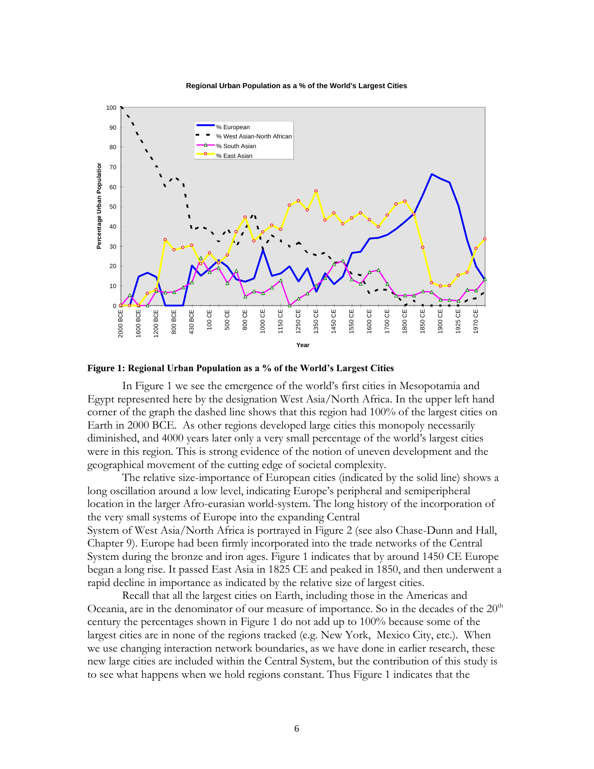**Figure 1: Regional Urban Population as a % of the World's Largest Cities**

In Figure 1 we see the emergence of the world's first cities in Mesopotamia and Egypt represented here by the designation West Asia/North Africa. In the upper left hand corner of the graph the dashed line shows that this region had 100% of the largest cities on Earth in 2000 BCE. As other regions developed large cities this monopoly necessarily diminished, and 4000 years later only a very small percentage of the world's largest cities were in this region. This is strong evidence of the notion of uneven development and the geographical movement of the cutting edge of societal complexity.

The relative size-importance of European cities (indicated by the solid line) shows a long oscillation around a low level, indicating Europe's peripheral and semiperipheral location in the larger Afro-eurasian world-system. The long history of the incorporation of the very small systems of Europe into the expanding Central System of West Asia/North Africa is portrayed in Figure 2 (see also Chase-Dunn and Hall, Chapter 9). Europe had been firmly incorporated into the trade networks of the Central System during the bronze and iron ages. Figure 1 indicates that by around 1450 CE Europe began a long rise. It passed East Asia in 1825 CE and peaked in 1850, and then underwent a rapid decline in importance as indicated by the relative size of largest cities.

Recall that all the largest cities on Earth, including those in the Americas and Oceania, are in the denominator of our measure of importance. So in the decades of the 20th century the percentages shown in Figure 1 do not add up to 100% because some of the largest cities are in none of the regions tracked (e.g. New York, Mexico City, etc.). When we use changing interaction network boundaries, as we have done in earlier research, these new large cities are included within the Central System, but the contribution of this study is to see what happens when we hold regions constant. Thus Figure 1 indicates that the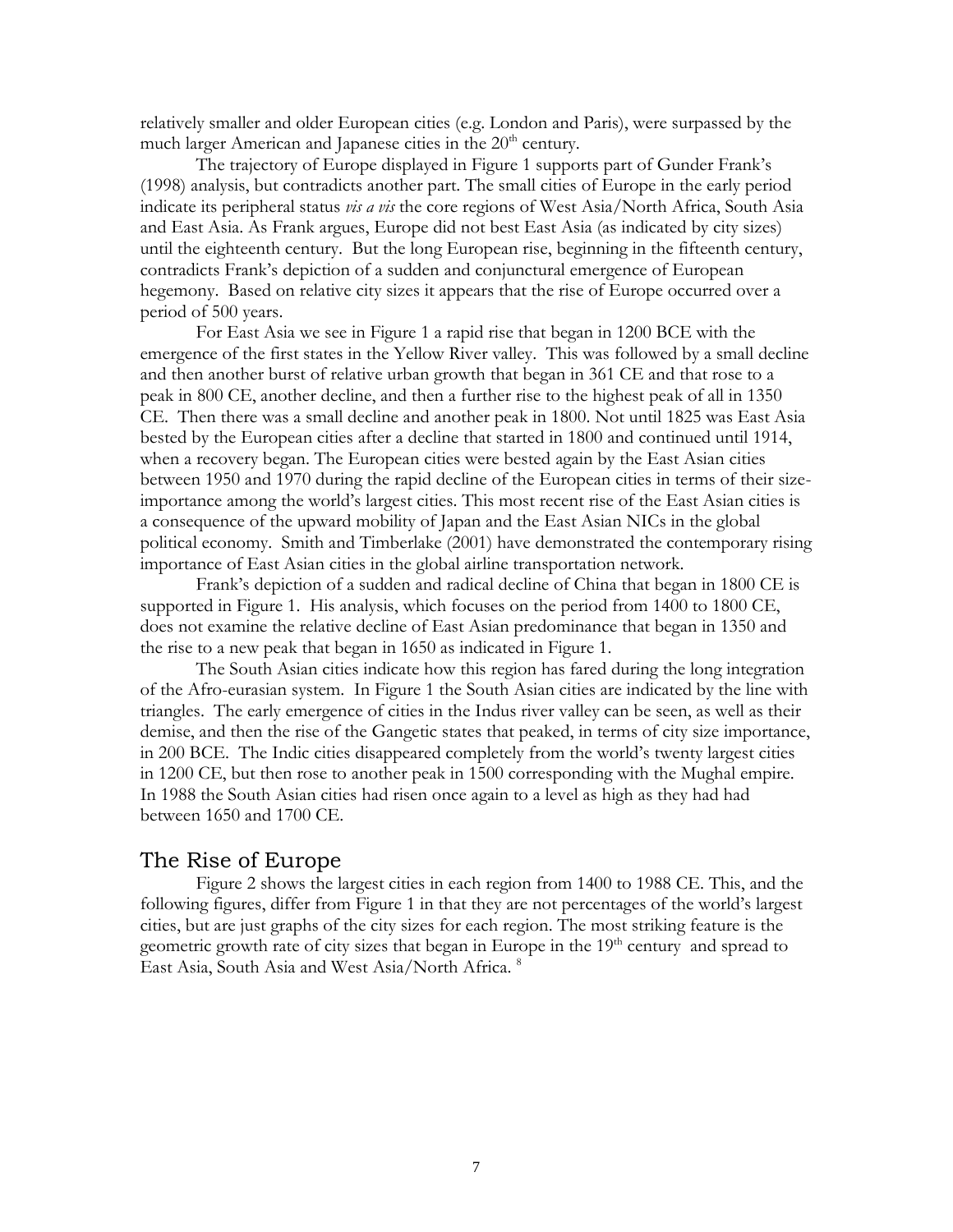relatively smaller and older European cities (e.g. London and Paris), were surpassed by the much larger American and Japanese cities in the 20th century.

The trajectory of Europe displayed in Figure 1 supports part of Gunder Frank's (1998) analysis, but contradicts another part. The small cities of Europe in the early period indicate its peripheral status *vis a vis* the core regions of West Asia/North Africa, South Asia and East Asia. As Frank argues, Europe did not best East Asia (as indicated by city sizes) until the eighteenth century. But the long European rise, beginning in the fifteenth century, contradicts Frank's depiction of a sudden and conjunctural emergence of European hegemony. Based on relative city sizes it appears that the rise of Europe occurred over a period of 500 years.

For East Asia we see in Figure 1 a rapid rise that began in 1200 BCE with the emergence of the first states in the Yellow River valley. This was followed by a small decline and then another burst of relative urban growth that began in 361 CE and that rose to a peak in 800 CE, another decline, and then a further rise to the highest peak of all in 1350 CE. Then there was a small decline and another peak in 1800. Not until 1825 was East Asia bested by the European cities after a decline that started in 1800 and continued until 1914, when a recovery began. The European cities were bested again by the East Asian cities between 1950 and 1970 during the rapid decline of the European cities in terms of their size-importance among the world's largest cities. This most recent rise of the East Asian cities is a consequence of the upward mobility of Japan and the East Asian NICs in the global political economy. Smith and Timberlake (2001) have demonstrated the contemporary rising importance of East Asian cities in the global airline transportation network.

Frank's depiction of a sudden and radical decline of China that began in 1800 CE is supported in Figure 1. His analysis, which focuses on the period from 1400 to 1800 CE, does not examine the relative decline of East Asian predominance that began in 1350 and the rise to a new peak that began in 1650 as indicated in Figure 1.

The South Asian cities indicate how this region has fared during the long integration of the Afro-eurasian system. In Figure 1 the South Asian cities are indicated by the line with triangles. The early emergence of cities in the Indus river valley can be seen, as well as their demise, and then the rise of the Gangetic states that peaked, in terms of city size importance, in 200 BCE. The Indic cities disappeared completely from the world's twenty largest cities in 1200 CE, but then rose to another peak in 1500 corresponding with the Mughal empire. In 1988 the South Asian cities had risen once again to a level as high as they had had between 1650 and 1700 CE.

## The Rise of Europe

Figure 2 shows the largest cities in each region from 1400 to 1988 CE. This, and the following figures, differ from Figure 1 in that they are not percentages of the world's largest cities, but are just graphs of the city sizes for each region. The most striking feature is the geometric growth rate of city sizes that began in Europe in the 19th century and spread to East Asia, South Asia and West Asia/North Africa. [8]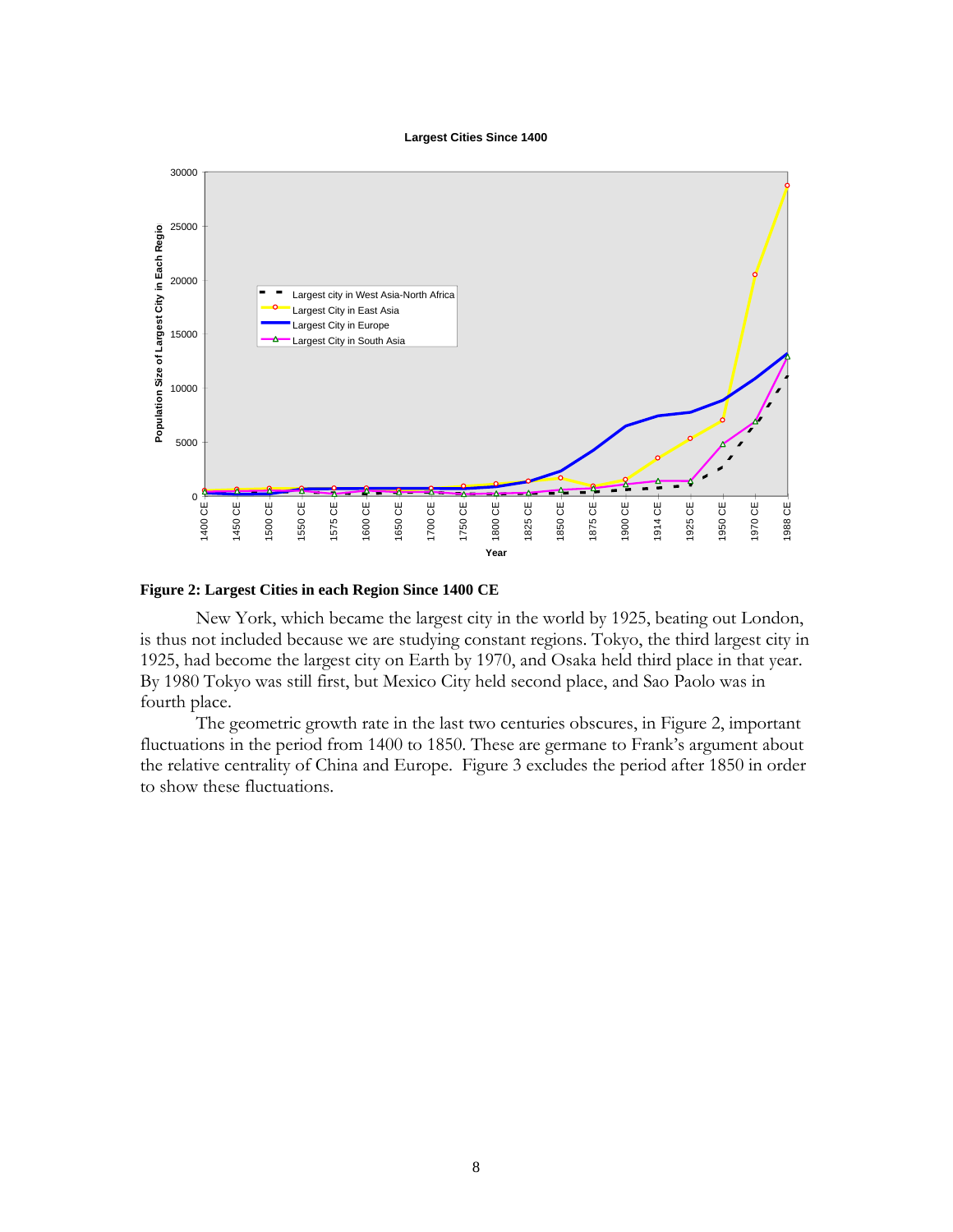**Figure 2: Largest Cities in each Region Since 1400 CE**

New York, which became the largest city in the world by 1925, beating out London, is thus not included because we are studying constant regions. Tokyo, the third largest city in 1925, had become the largest city on Earth by 1970, and Osaka held third place in that year. By 1980 Tokyo was still first, but Mexico City held second place, and Sao Paolo was in fourth place.

The geometric growth rate in the last two centuries obscures, in Figure 2, important fluctuations in the period from 1400 to 1850. These are germane to Frank's argument about the relative centrality of China and Europe. Figure 3 excludes the period after 1850 in order to show these fluctuations.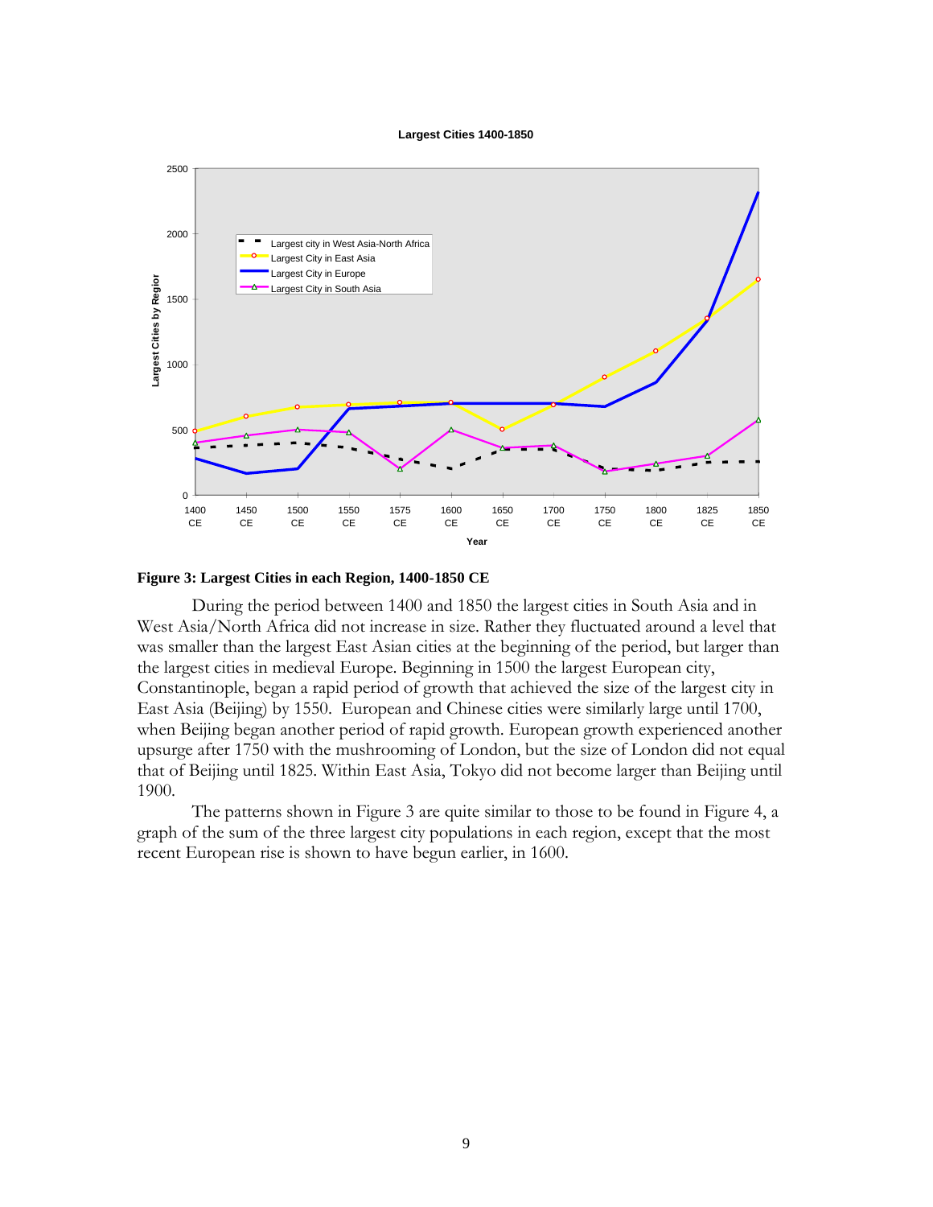**Figure 3: Largest Cities in each Region, 1400-1850 CE**

During the period between 1400 and 1850 the largest cities in South Asia and in West Asia/North Africa did not increase in size. Rather they fluctuated around a level that was smaller than the largest East Asian cities at the beginning of the period, but larger than the largest cities in medieval Europe. Beginning in 1500 the largest European city, Constantinople, began a rapid period of growth that achieved the size of the largest city in East Asia (Beijing) by 1550. European and Chinese cities were similarly large until 1700, when Beijing began another period of rapid growth. European growth experienced another upsurge after 1750 with the mushrooming of London, but the size of London did not equal that of Beijing until 1825. Within East Asia, Tokyo did not become larger than Beijing until 1900.

The patterns shown in Figure 3 are quite similar to those to be found in Figure 4, a graph of the sum of the three largest city populations in each region, except that the most recent European rise is shown to have begun earlier, in 1600.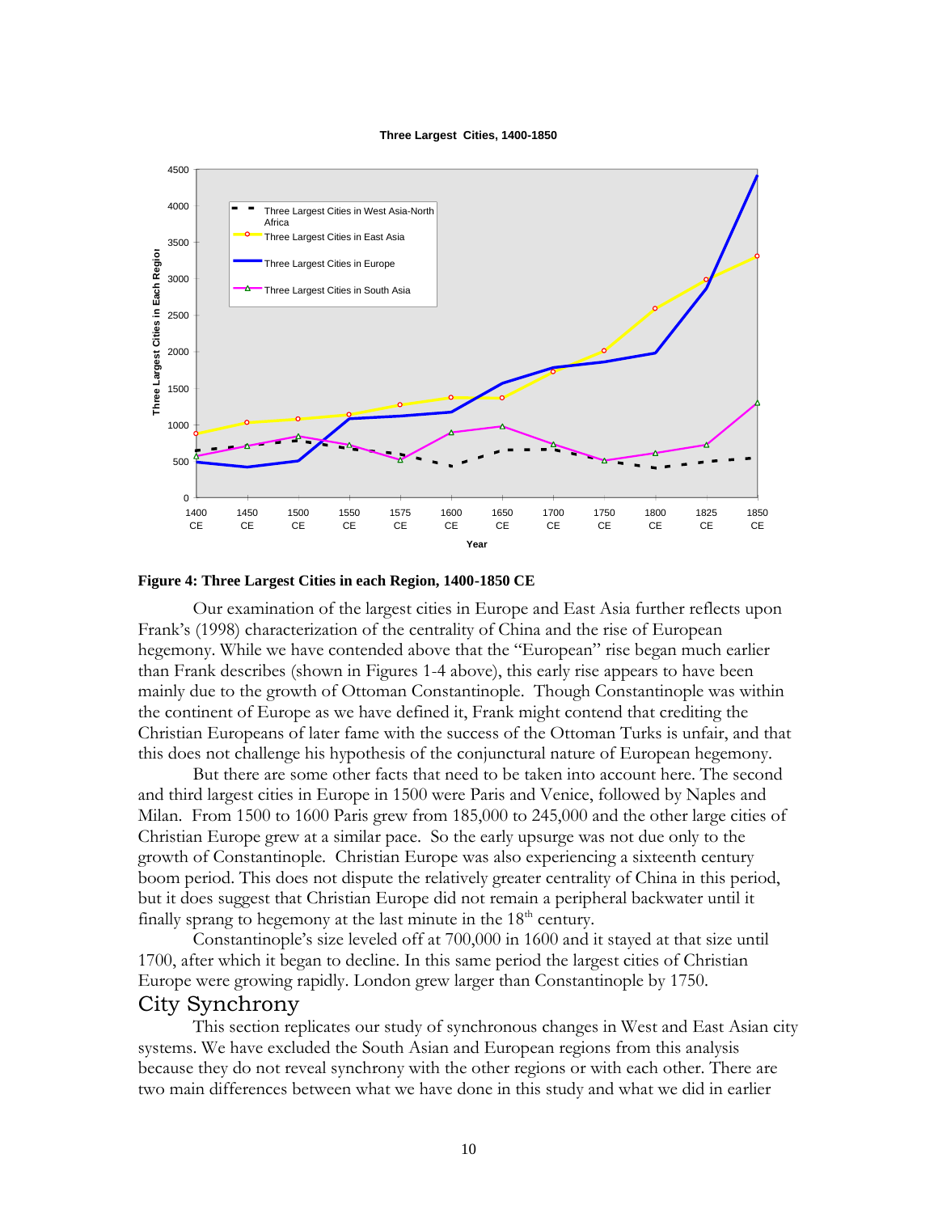**Figure 4: Three Largest Cities in each Region, 1400-1850 CE**

Our examination of the largest cities in Europe and East Asia further reflects upon Frank's (1998) characterization of the centrality of China and the rise of European hegemony. While we have contended above that the "European" rise began much earlier than Frank describes (shown in Figures 1-4 above), this early rise appears to have been mainly due to the growth of Ottoman Constantinople. Though Constantinople was within the continent of Europe as we have defined it, Frank might contend that crediting the Christian Europeans of later fame with the success of the Ottoman Turks is unfair, and that this does not challenge his hypothesis of the conjunctural nature of European hegemony.

But there are some other facts that need to be taken into account here. The second and third largest cities in Europe in 1500 were Paris and Venice, followed by Naples and Milan. From 1500 to 1600 Paris grew from 185,000 to 245,000 and the other large cities of Christian Europe grew at a similar pace. So the early upsurge was not due only to the growth of Constantinople. Christian Europe was also experiencing a sixteenth century boom period. This does not dispute the relatively greater centrality of China in this period, but it does suggest that Christian Europe did not remain a peripheral backwater until it finally sprang to hegemony at the last minute in the 18th century.

Constantinople's size leveled off at 700,000 in 1600 and it stayed at that size until 1700, after which it began to decline. In this same period the largest cities of Christian Europe were growing rapidly. London grew larger than Constantinople by 1750.

## City Synchrony

This section replicates our study of synchronous changes in West and East Asian city systems. We have excluded the South Asian and European regions from this analysis because they do not reveal synchrony with the other regions or with each other. There are two main differences between what we have done in this study and what we did in earlier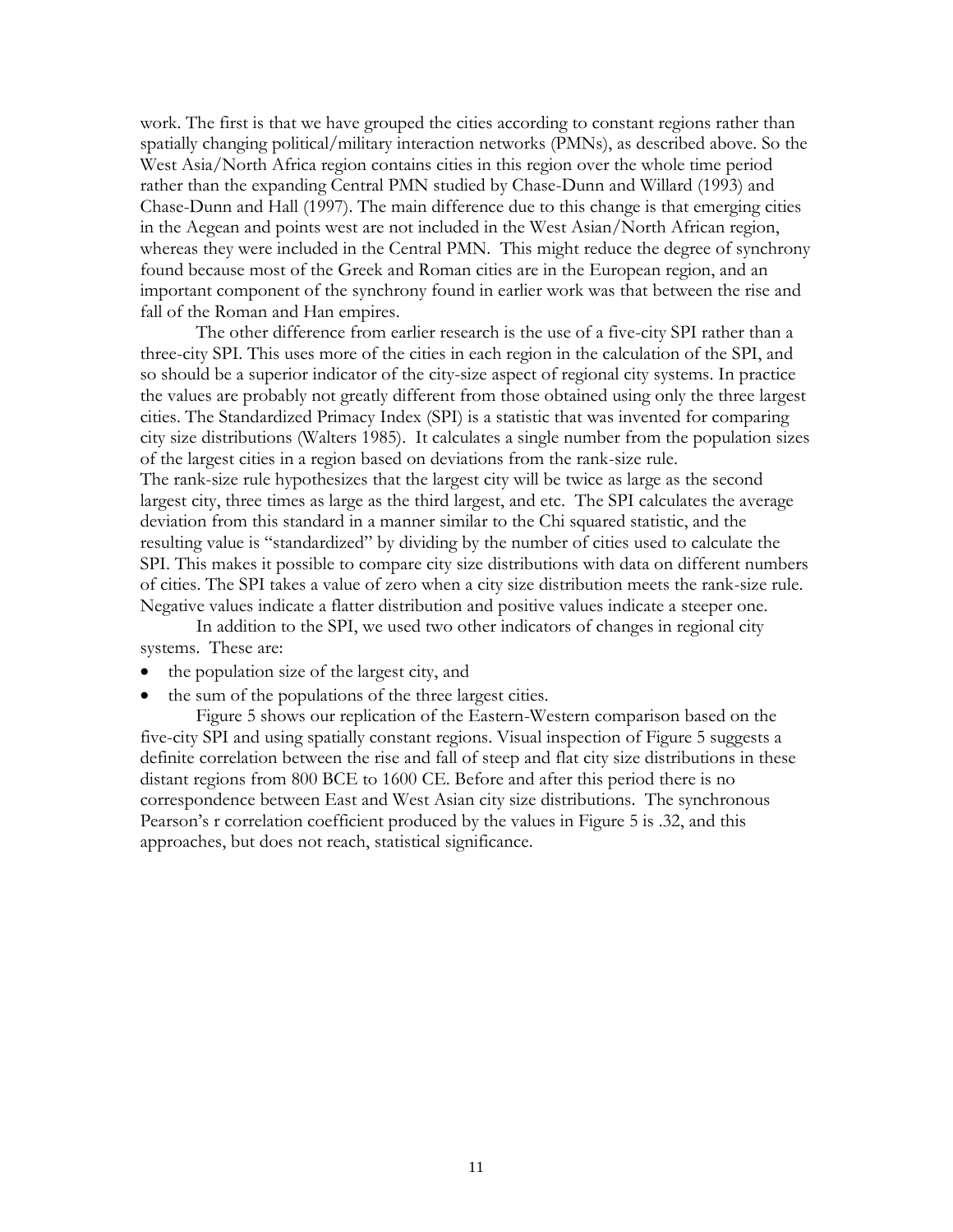work. The first is that we have grouped the cities according to constant regions rather than spatially changing political/military interaction networks (PMNs), as described above. So the West Asia/North Africa region contains cities in this region over the whole time period rather than the expanding Central PMN studied by Chase-Dunn and Willard (1993) and Chase-Dunn and Hall (1997). The main difference due to this change is that emerging cities in the Aegean and points west are not included in the West Asian/North African region, whereas they were included in the Central PMN. This might reduce the degree of synchrony found because most of the Greek and Roman cities are in the European region, and an important component of the synchrony found in earlier work was that between the rise and fall of the Roman and Han empires.

The other difference from earlier research is the use of a five-city SPI rather than a three-city SPI. This uses more of the cities in each region in the calculation of the SPI, and so should be a superior indicator of the city-size aspect of regional city systems. In practice the values are probably not greatly different from those obtained using only the three largest cities. The Standardized Primacy Index (SPI) is a statistic that was invented for comparing city size distributions (Walters 1985). It calculates a single number from the population sizes of the largest cities in a region based on deviations from the rank-size rule. The rank-size rule hypothesizes that the largest city will be twice as large as the second largest city, three times as large as the third largest, and etc. The SPI calculates the average deviation from this standard in a manner similar to the Chi squared statistic, and the resulting value is "standardized" by dividing by the number of cities used to calculate the SPI. This makes it possible to compare city size distributions with data on different numbers of cities. The SPI takes a value of zero when a city size distribution meets the rank-size rule. Negative values indicate a flatter distribution and positive values indicate a steeper one.

In addition to the SPI, we used two other indicators of changes in regional city systems. These are:

- the population size of the largest city, and
- the sum of the populations of the three largest cities.

Figure 5 shows our replication of the Eastern-Western comparison based on the five-city SPI and using spatially constant regions. Visual inspection of Figure 5 suggests a definite correlation between the rise and fall of steep and flat city size distributions in these distant regions from 800 BCE to 1600 CE. Before and after this period there is no correspondence between East and West Asian city size distributions. The synchronous Pearson's r correlation coefficient produced by the values in Figure 5 is .32, and this approaches, but does not reach, statistical significance.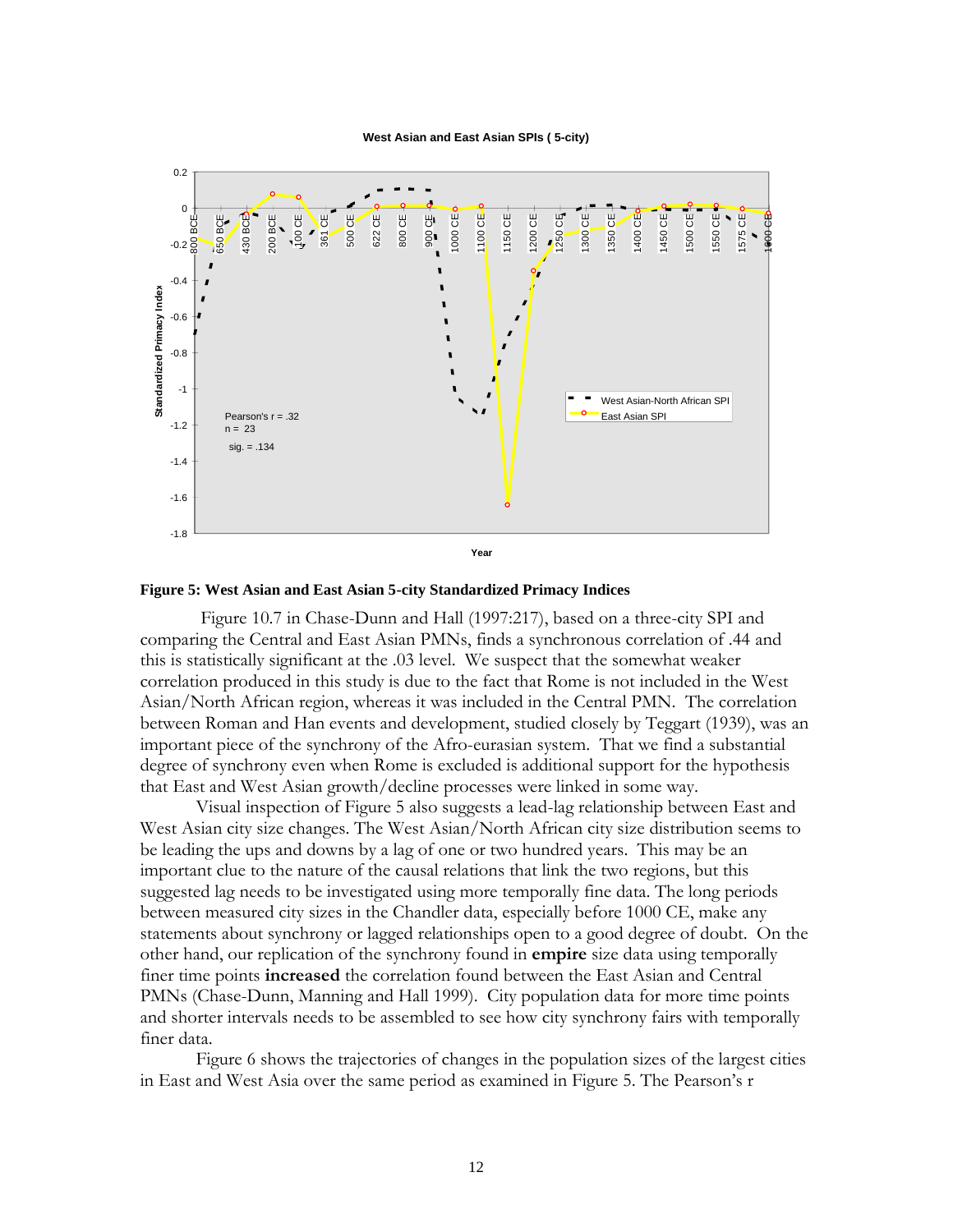**Figure 5: West Asian and East Asian 5-city Standardized Primacy Indices**

Figure 10.7 in Chase-Dunn and Hall (1997:217), based on a three-city SPI and comparing the Central and East Asian PMNs, finds a synchronous correlation of .44 and this is statistically significant at the .03 level. We suspect that the somewhat weaker correlation produced in this study is due to the fact that Rome is not included in the West Asian/North African region, whereas it was included in the Central PMN. The correlation between Roman and Han events and development, studied closely by Teggart (1939), was an important piece of the synchrony of the Afro-eurasian system. That we find a substantial degree of synchrony even when Rome is excluded is additional support for the hypothesis that East and West Asian growth/decline processes were linked in some way.

Visual inspection of Figure 5 also suggests a lead-lag relationship between East and West Asian city size changes. The West Asian/North African city size distribution seems to be leading the ups and downs by a lag of one or two hundred years. This may be an important clue to the nature of the causal relations that link the two regions, but this suggested lag needs to be investigated using more temporally fine data. The long periods between measured city sizes in the Chandler data, especially before 1000 CE, make any statements about synchrony or lagged relationships open to a good degree of doubt. On the other hand, our replication of the synchrony found in **empire** size data using temporally finer time points **increased** the correlation found between the East Asian and Central PMNs (Chase-Dunn, Manning and Hall 1999). City population data for more time points and shorter intervals needs to be assembled to see how city synchrony fairs with temporally finer data.

Figure 6 shows the trajectories of changes in the population sizes of the largest cities in East and West Asia over the same period as examined in Figure 5. The Pearson's r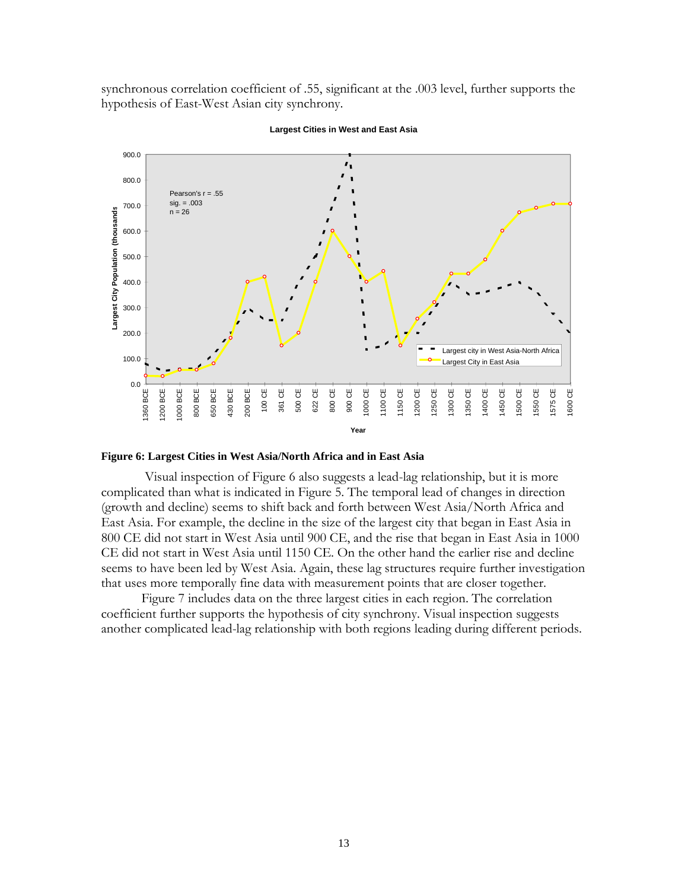synchronous correlation coefficient of .55, significant at the .003 level, further supports the hypothesis of East-West Asian city synchrony.

**Figure 6: Largest Cities in West Asia/North Africa and in East Asia**

Visual inspection of Figure 6 also suggests a lead-lag relationship, but it is more complicated than what is indicated in Figure 5. The temporal lead of changes in direction (growth and decline) seems to shift back and forth between West Asia/North Africa and East Asia. For example, the decline in the size of the largest city that began in East Asia in 800 CE did not start in West Asia until 900 CE, and the rise that began in East Asia in 1000 CE did not start in West Asia until 1150 CE. On the other hand the earlier rise and decline seems to have been led by West Asia. Again, these lag structures require further investigation that uses more temporally fine data with measurement points that are closer together.

Figure 7 includes data on the three largest cities in each region. The correlation coefficient further supports the hypothesis of city synchrony. Visual inspection suggests another complicated lead-lag relationship with both regions leading during different periods.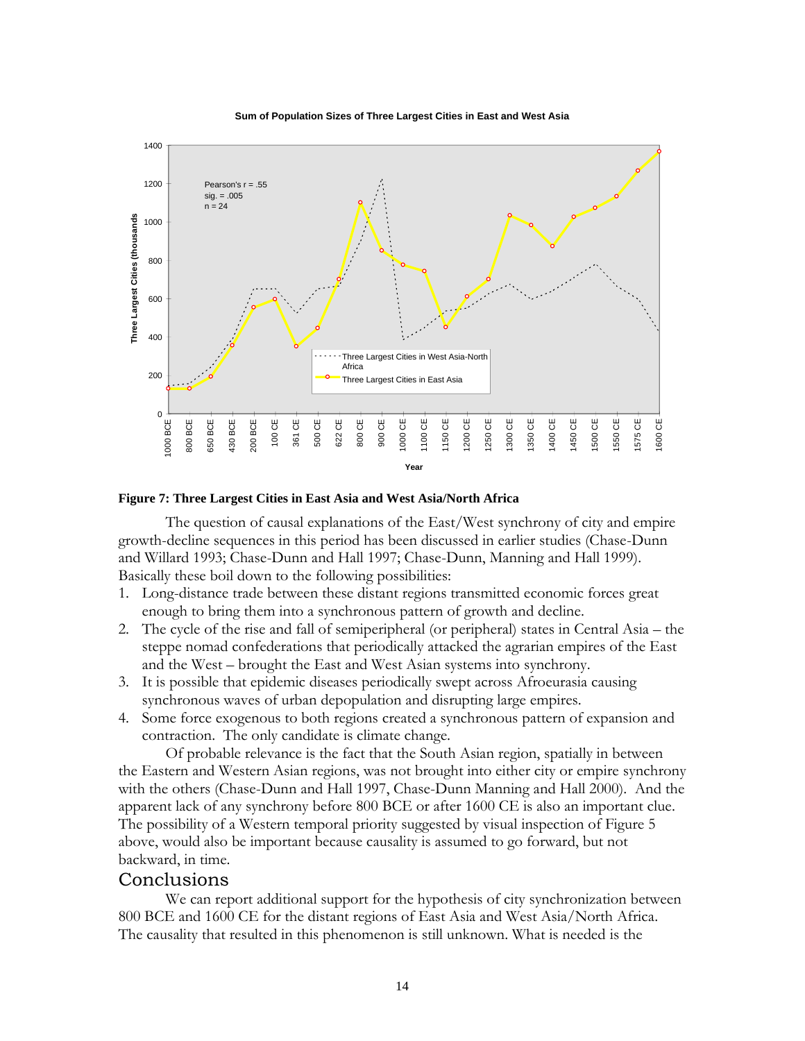**Figure 7: Three Largest Cities in East Asia and West Asia/North Africa**

The question of causal explanations of the East/West synchrony of city and empire growth-decline sequences in this period has been discussed in earlier studies (Chase-Dunn and Willard 1993; Chase-Dunn and Hall 1997; Chase-Dunn, Manning and Hall 1999). Basically these boil down to the following possibilities:

1. Long-distance trade between these distant regions transmitted economic forces great enough to bring them into a synchronous pattern of growth and decline.
2. The cycle of the rise and fall of semiperipheral (or peripheral) states in Central Asia – the steppe nomad confederations that periodically attacked the agrarian empires of the East and the West – brought the East and West Asian systems into synchrony.
3. It is possible that epidemic diseases periodically swept across Afroeurasia causing synchronous waves of urban depopulation and disrupting large empires.
4. Some force exogenous to both regions created a synchronous pattern of expansion and contraction. The only candidate is climate change.

Of probable relevance is the fact that the South Asian region, spatially in between the Eastern and Western Asian regions, was not brought into either city or empire synchrony with the others (Chase-Dunn and Hall 1997, Chase-Dunn Manning and Hall 2000). And the apparent lack of any synchrony before 800 BCE or after 1600 CE is also an important clue. The possibility of a Western temporal priority suggested by visual inspection of Figure 5 above, would also be important because causality is assumed to go forward, but not backward, in time.

## Conclusions

We can report additional support for the hypothesis of city synchronization between 800 BCE and 1600 CE for the distant regions of East Asia and West Asia/North Africa. The causality that resulted in this phenomenon is still unknown. What is needed is the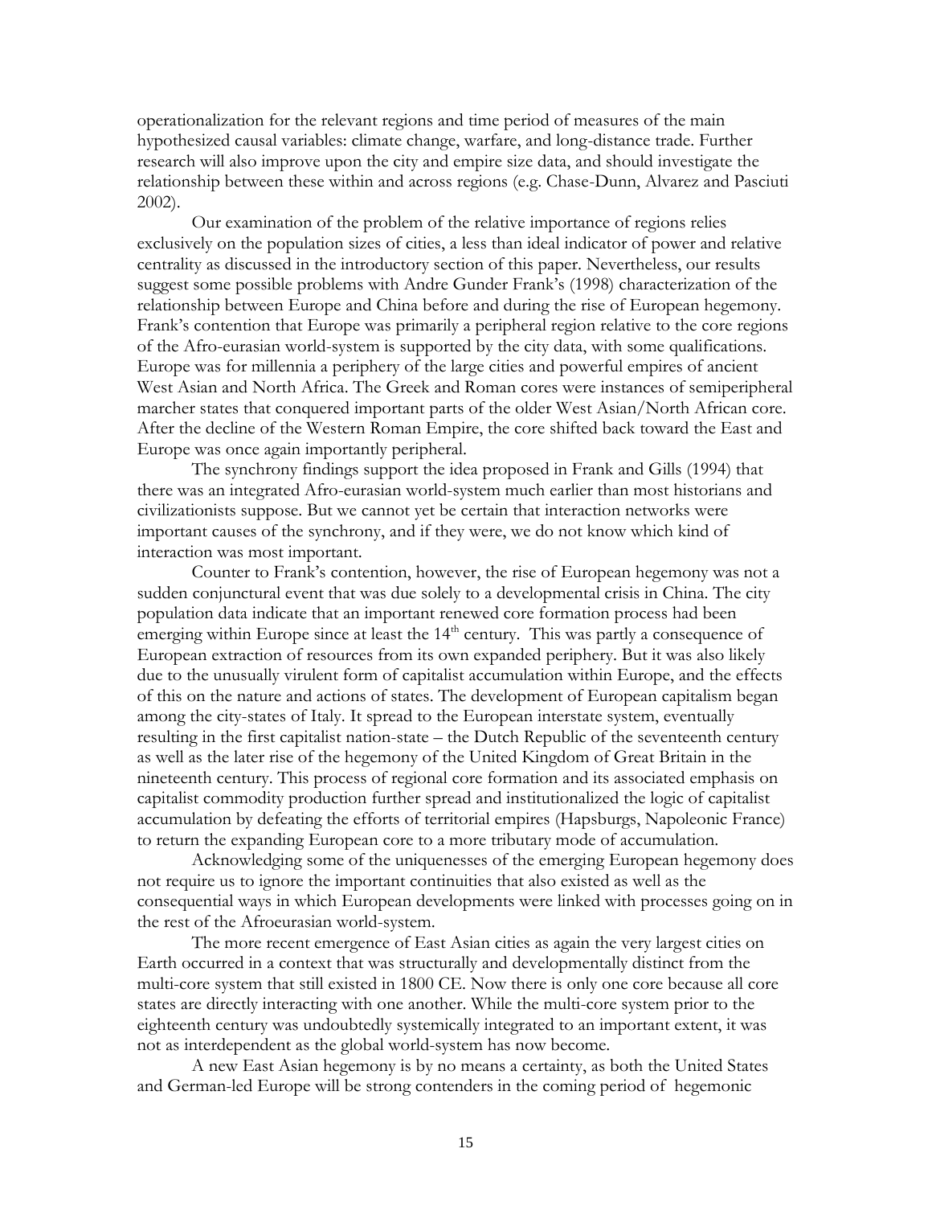operationalization for the relevant regions and time period of measures of the main hypothesized causal variables: climate change, warfare, and long-distance trade. Further research will also improve upon the city and empire size data, and should investigate the relationship between these within and across regions (e.g. Chase-Dunn, Alvarez and Pasciuti 2002).

Our examination of the problem of the relative importance of regions relies exclusively on the population sizes of cities, a less than ideal indicator of power and relative centrality as discussed in the introductory section of this paper. Nevertheless, our results suggest some possible problems with Andre Gunder Frank's (1998) characterization of the relationship between Europe and China before and during the rise of European hegemony. Frank's contention that Europe was primarily a peripheral region relative to the core regions of the Afro-eurasian world-system is supported by the city data, with some qualifications. Europe was for millennia a periphery of the large cities and powerful empires of ancient West Asian and North Africa. The Greek and Roman cores were instances of semiperipheral marcher states that conquered important parts of the older West Asian/North African core. After the decline of the Western Roman Empire, the core shifted back toward the East and Europe was once again importantly peripheral.

The synchrony findings support the idea proposed in Frank and Gills (1994) that there was an integrated Afro-eurasian world-system much earlier than most historians and civilizationists suppose. But we cannot yet be certain that interaction networks were important causes of the synchrony, and if they were, we do not know which kind of interaction was most important.

Counter to Frank's contention, however, the rise of European hegemony was not a sudden conjunctural event that was due solely to a developmental crisis in China. The city population data indicate that an important renewed core formation process had been emerging within Europe since at least the 14th century. This was partly a consequence of European extraction of resources from its own expanded periphery. But it was also likely due to the unusually virulent form of capitalist accumulation within Europe, and the effects of this on the nature and actions of states. The development of European capitalism began among the city-states of Italy. It spread to the European interstate system, eventually resulting in the first capitalist nation-state – the Dutch Republic of the seventeenth century as well as the later rise of the hegemony of the United Kingdom of Great Britain in the nineteenth century. This process of regional core formation and its associated emphasis on capitalist commodity production further spread and institutionalized the logic of capitalist accumulation by defeating the efforts of territorial empires (Hapsburgs, Napoleonic France) to return the expanding European core to a more tributary mode of accumulation.

Acknowledging some of the uniquenesses of the emerging European hegemony does not require us to ignore the important continuities that also existed as well as the consequential ways in which European developments were linked with processes going on in the rest of the Afroeurasian world-system.

The more recent emergence of East Asian cities as again the very largest cities on Earth occurred in a context that was structurally and developmentally distinct from the multi-core system that still existed in 1800 CE. Now there is only one core because all core states are directly interacting with one another. While the multi-core system prior to the eighteenth century was undoubtedly systemically integrated to an important extent, it was not as interdependent as the global world-system has now become.

A new East Asian hegemony is by no means a certainty, as both the United States and German-led Europe will be strong contenders in the coming period of hegemonic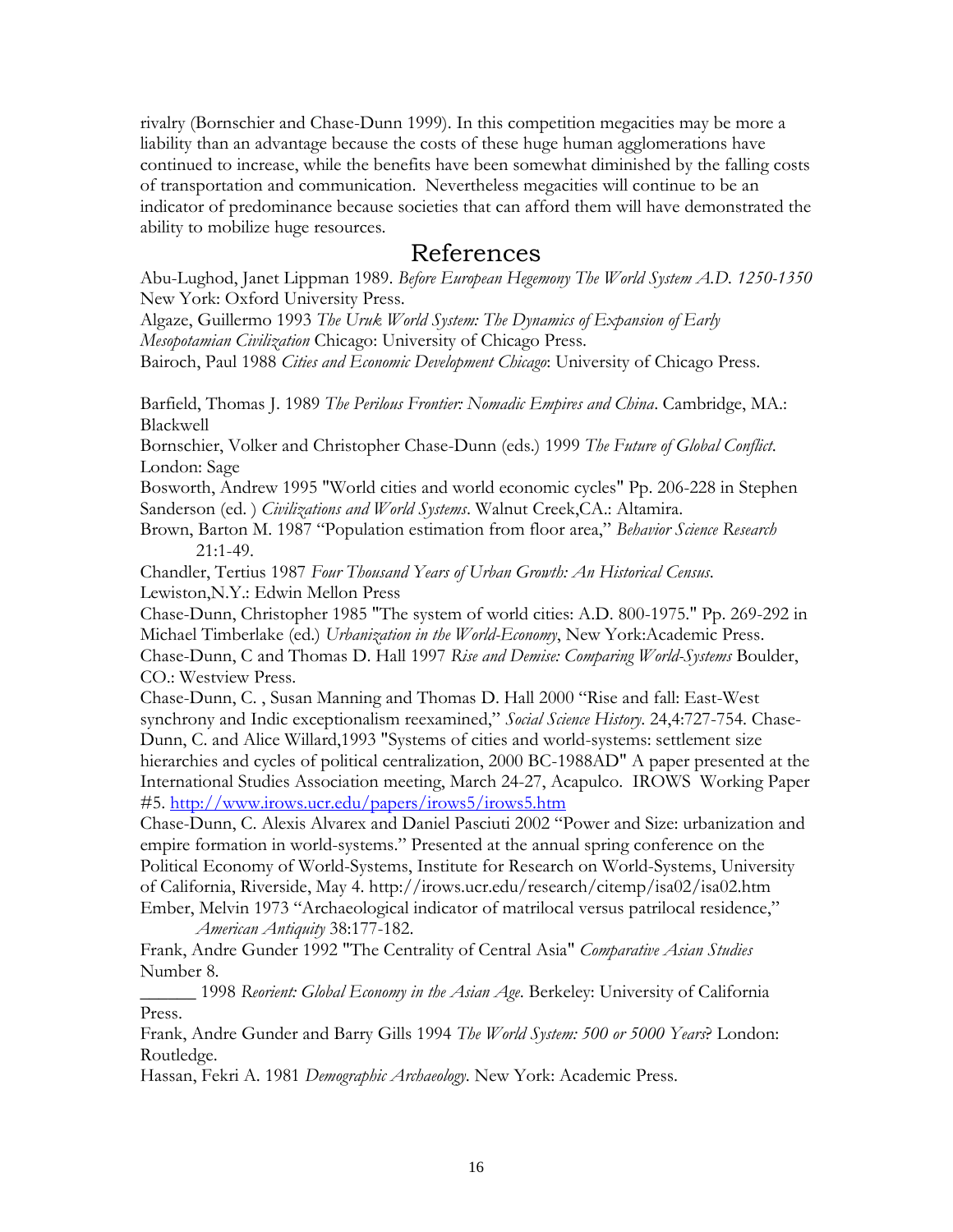rivalry (Bornschier and Chase-Dunn 1999). In this competition megacities may be more a liability than an advantage because the costs of these huge human agglomerations have continued to increase, while the benefits have been somewhat diminished by the falling costs of transportation and communication. Nevertheless megacities will continue to be an indicator of predominance because societies that can afford them will have demonstrated the ability to mobilize huge resources.

## References

Abu-Lughod, Janet Lippman 1989. *Before European Hegemony The World System A.D. 1250-1350* New York: Oxford University Press.

Algaze, Guillermo 1993 *The Uruk World System: The Dynamics of Expansion of Early Mesopotamian Civilization* Chicago: University of Chicago Press.

Bairoch, Paul 1988 *Cities and Economic Development Chicago*: University of Chicago Press.

Barfield, Thomas J. 1989 *The Perilous Frontier: Nomadic Empires and China*. Cambridge, MA.: Blackwell

Bornschier, Volker and Christopher Chase-Dunn (eds.) 1999 *The Future of Global Conflict*. London: Sage

Bosworth, Andrew 1995 "World cities and world economic cycles" Pp. 206-228 in Stephen Sanderson (ed. ) *Civilizations and World Systems*. Walnut Creek,CA.: Altamira.

Brown, Barton M. 1987 "Population estimation from floor area," *Behavior Science Research* 21:1-49.

Chandler, Tertius 1987 *Four Thousand Years of Urban Growth: An Historical Census*. Lewiston,N.Y.: Edwin Mellon Press

Chase-Dunn, Christopher 1985 "The system of world cities: A.D. 800-1975." Pp. 269-292 in Michael Timberlake (ed.) *Urbanization in the World-Economy*, New York:Academic Press.

Chase-Dunn, C and Thomas D. Hall 1997 *Rise and Demise: Comparing World-Systems* Boulder, CO.: Westview Press.

Chase-Dunn, C. , Susan Manning and Thomas D. Hall 2000 "Rise and fall: East-West synchrony and Indic exceptionalism reexamined," *Social Science History*. 24,4:727-754. Chase-Dunn, C. and Alice Willard,1993 "Systems of cities and world-systems: settlement size hierarchies and cycles of political centralization, 2000 BC-1988AD" A paper presented at the International Studies Association meeting, March 24-27, Acapulco. IROWS Working Paper #5. http://www.irows.ucr.edu/papers/irows5/irows5.htm

Chase-Dunn, C. Alexis Alvarex and Daniel Pasciuti 2002 "Power and Size: urbanization and empire formation in world-systems." Presented at the annual spring conference on the Political Economy of World-Systems, Institute for Research on World-Systems, University of California, Riverside, May 4. http://irows.ucr.edu/research/citemp/isa02/isa02.htm

Ember, Melvin 1973 "Archaeological indicator of matrilocal versus patrilocal residence," *American Antiquity* 38:177-182.

Frank, Andre Gunder 1992 "The Centrality of Central Asia" *Comparative Asian Studies* Number 8.

______ 1998 *Reorient: Global Economy in the Asian Age*. Berkeley: University of California Press.

Frank, Andre Gunder and Barry Gills 1994 *The World System: 500 or 5000 Years*? London: Routledge.

Hassan, Fekri A. 1981 *Demographic Archaeology*. New York: Academic Press.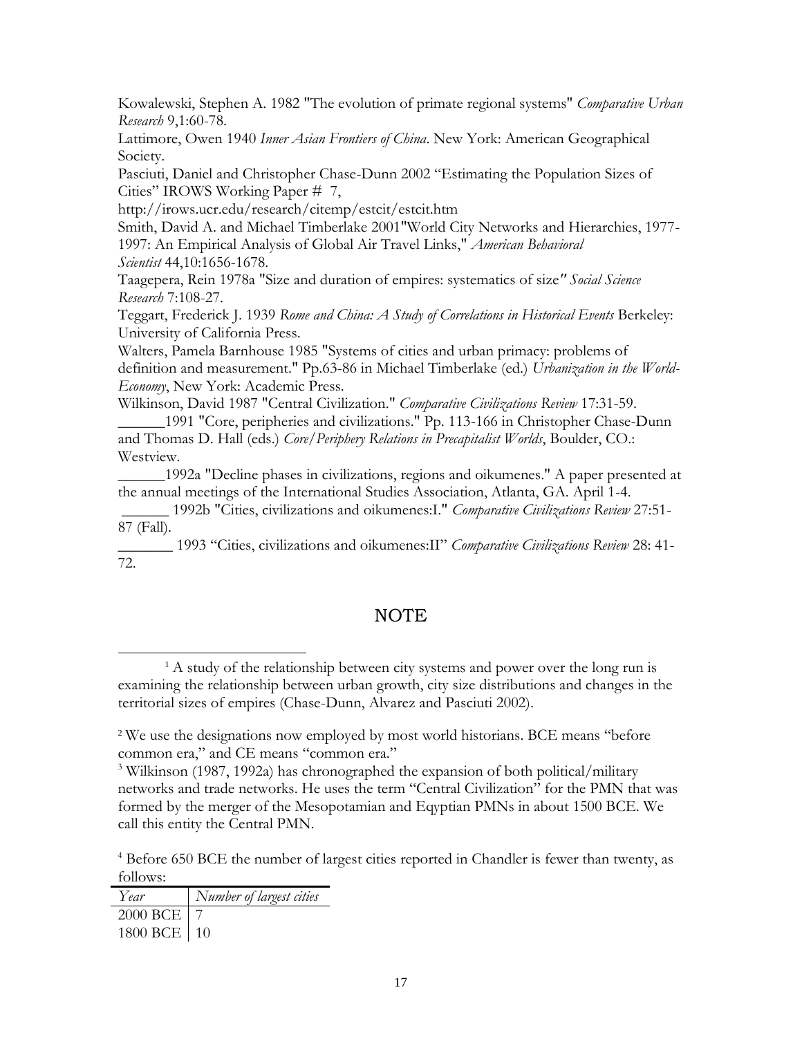Kowalewski, Stephen A. 1982 "The evolution of primate regional systems" *Comparative Urban Research* 9,1:60-78.

Lattimore, Owen 1940 *Inner Asian Frontiers of China*. New York: American Geographical Society.

Pasciuti, Daniel and Christopher Chase-Dunn 2002 "Estimating the Population Sizes of Cities" IROWS Working Paper # 7, http://irows.ucr.edu/research/citemp/estcit/estcit.htm

Smith, David A. and Michael Timberlake 2001"World City Networks and Hierarchies, 1977-1997: An Empirical Analysis of Global Air Travel Links," *American Behavioral Scientist* 44,10:1656-1678.

Taagepera, Rein 1978a "Size and duration of empires: systematics of size" *Social Science Research* 7:108-27.

Teggart, Frederick J. 1939 *Rome and China: A Study of Correlations in Historical Events* Berkeley: University of California Press.

Walters, Pamela Barnhouse 1985 "Systems of cities and urban primacy: problems of definition and measurement." Pp.63-86 in Michael Timberlake (ed.) *Urbanization in the World-Economy*, New York: Academic Press.

Wilkinson, David 1987 "Central Civilization." *Comparative Civilizations Review* 17:31-59.

______1991 "Core, peripheries and civilizations." Pp. 113-166 in Christopher Chase-Dunn and Thomas D. Hall (eds.) *Core/Periphery Relations in Precapitalist Worlds*, Boulder, CO.: Westview.

______1992a "Decline phases in civilizations, regions and oikumenes." A paper presented at the annual meetings of the International Studies Association, Atlanta, GA. April 1-4.

______ 1992b "Cities, civilizations and oikumenes:I." *Comparative Civilizations Review* 27:51-87 (Fall).

_______ 1993 "Cities, civilizations and oikumenes:II" *Comparative Civilizations Review* 28: 41-72.

## NOTE

[1] A study of the relationship between city systems and power over the long run is examining the relationship between urban growth, city size distributions and changes in the territorial sizes of empires (Chase-Dunn, Alvarez and Pasciuti 2002).

[2] We use the designations now employed by most world historians. BCE means "before common era," and CE means "common era."

[3] Wilkinson (1987, 1992a) has chronographed the expansion of both political/military networks and trade networks. He uses the term "Central Civilization" for the PMN that was formed by the merger of the Mesopotamian and Eqyptian PMNs in about 1500 BCE. We call this entity the Central PMN.

[4] Before 650 BCE the number of largest cities reported in Chandler is fewer than twenty, as follows:

| *Year* | *Number of largest cities* |
|---|---|
| 2000 BCE | 7 |
| 1800 BCE | 10 |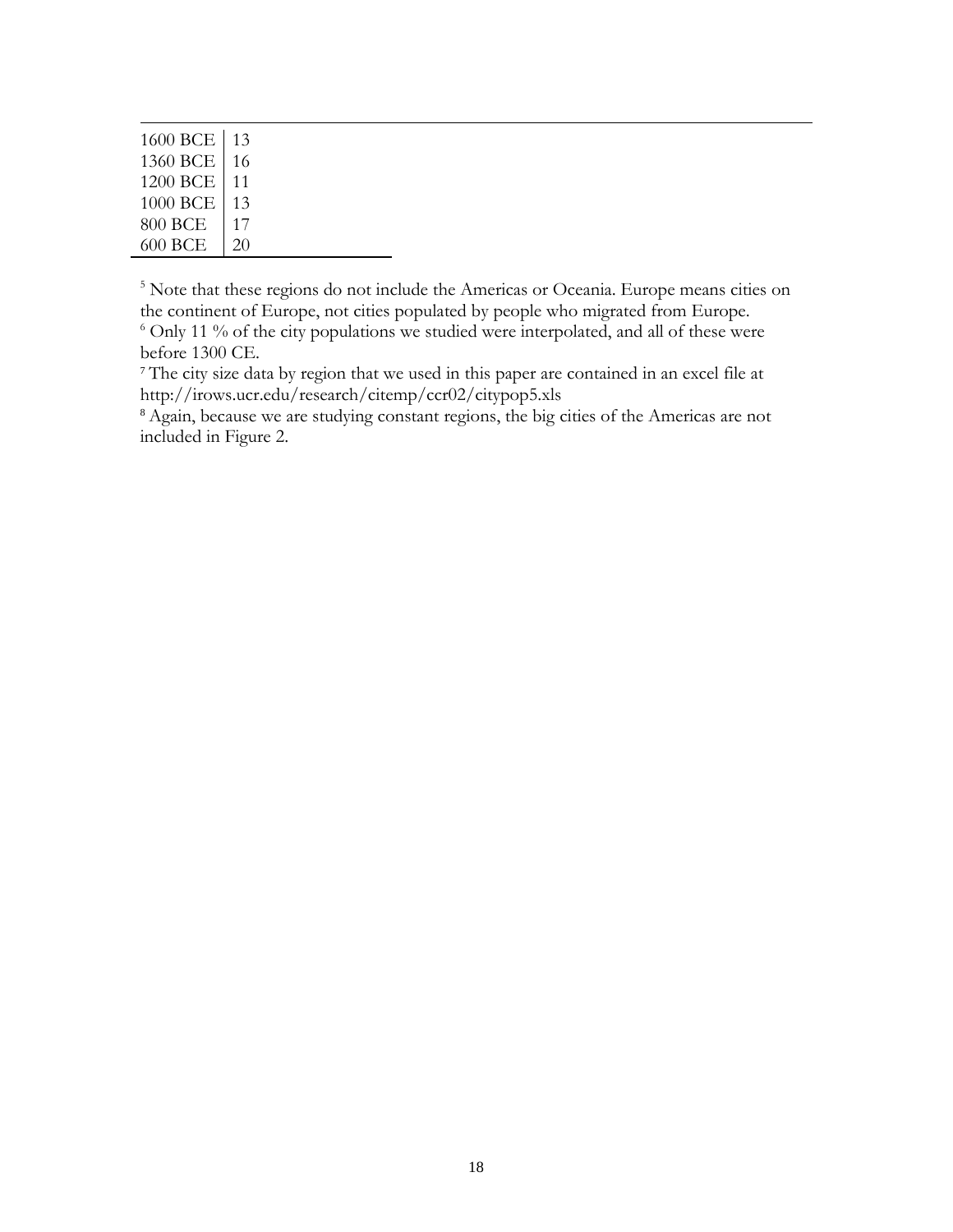| | |
|---|---|
| 1600 BCE | 13 |
| 1360 BCE | 16 |
| 1200 BCE | 11 |
| 1000 BCE | 13 |
| 800 BCE | 17 |
| 600 BCE | 20 |

[5] Note that these regions do not include the Americas or Oceania. Europe means cities on the continent of Europe, not cities populated by people who migrated from Europe.

[6] Only 11 % of the city populations we studied were interpolated, and all of these were before 1300 CE.

[7] The city size data by region that we used in this paper are contained in an excel file at http://irows.ucr.edu/research/citemp/ccr02/citypop5.xls

[8] Again, because we are studying constant regions, the big cities of the Americas are not included in Figure 2.